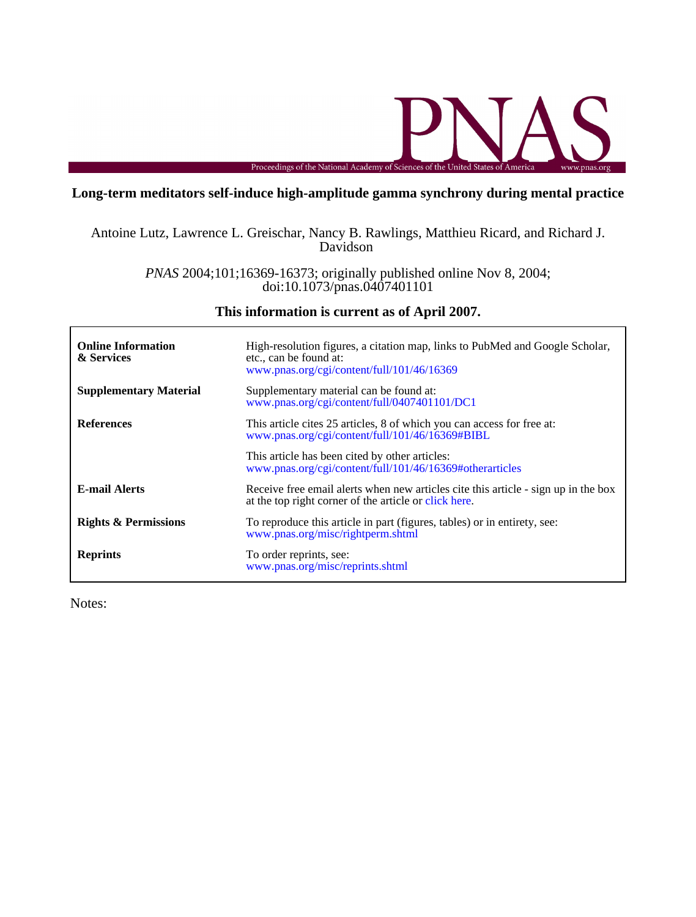# Long-term meditators self-induce high-amplitude gamma synchrony during mental practice

Antoine Lutz, Lawrence L. Greischar, Nancy B. Rawlings, Matthieu Ricard, and Richard J. Davidson

*PNAS* 2004;101;16369-16373; originally published online Nov 8, 2004;
doi:10.1073/pnas.0407401101

**This information is current as of April 2007.**

| | |
|---|---|
| **Online Information & Services** | High-resolution figures, a citation map, links to PubMed and Google Scholar, etc., can be found at: www.pnas.org/cgi/content/full/101/46/16369 |
| **Supplementary Material** | Supplementary material can be found at: www.pnas.org/cgi/content/full/0407401101/DC1 |
| **References** | This article cites 25 articles, 8 of which you can access for free at: www.pnas.org/cgi/content/full/101/46/16369#BIBL |
| | This article has been cited by other articles: www.pnas.org/cgi/content/full/101/46/16369#otherarticles |
| **E-mail Alerts** | Receive free email alerts when new articles cite this article - sign up in the box at the top right corner of the article or click here. |
| **Rights & Permissions** | To reproduce this article in part (figures, tables) or in entirety, see: www.pnas.org/misc/rightperm.shtml |
| **Reprints** | To order reprints, see: www.pnas.org/misc/reprints.shtml |

Notes: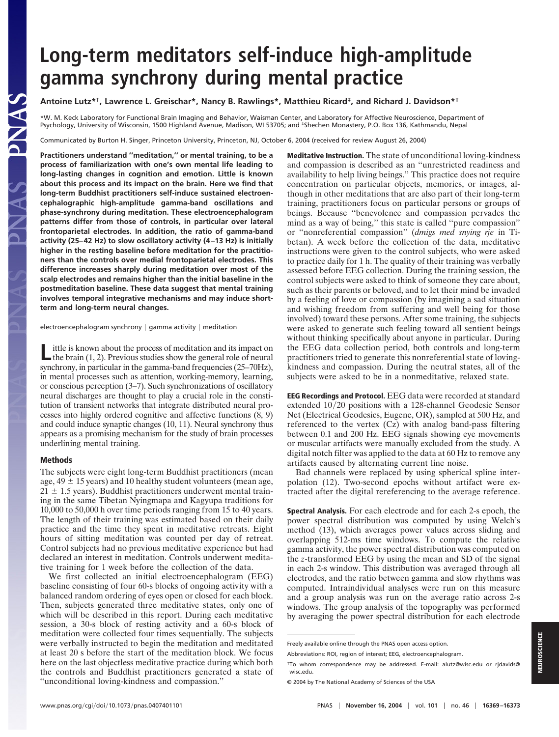# Long-term meditators self-induce high-amplitude gamma synchrony during mental practice

**Antoine Lutz*†, Lawrence L. Greischar*, Nancy B. Rawlings*, Matthieu Ricard‡, and Richard J. Davidson*†**

*W. M. Keck Laboratory for Functional Brain Imaging and Behavior, Waisman Center, and Laboratory for Affective Neuroscience, Department of Psychology, University of Wisconsin, 1500 Highland Avenue, Madison, WI 53705; and ‡Shechen Monastery, P.O. Box 136, Kathmandu, Nepal

Communicated by Burton H. Singer, Princeton University, Princeton, NJ, October 6, 2004 (received for review August 26, 2004)

**Practitioners understand ''meditation,'' or mental training, to be a process of familiarization with one's own mental life leading to long-lasting changes in cognition and emotion. Little is known about this process and its impact on the brain. Here we find that long-term Buddhist practitioners self-induce sustained electroencephalographic high-amplitude gamma-band oscillations and phase-synchrony during meditation. These electroencephalogram patterns differ from those of controls, in particular over lateral frontoparietal electrodes. In addition, the ratio of gamma-band activity (25–42 Hz) to slow oscillatory activity (4–13 Hz) is initially higher in the resting baseline before meditation for the practitioners than the controls over medial frontoparietal electrodes. This difference increases sharply during meditation over most of the scalp electrodes and remains higher than the initial baseline in the postmeditation baseline. These data suggest that mental training involves temporal integrative mechanisms and may induce short-term and long-term neural changes.**

electroencephalogram synchrony | gamma activity | meditation

Little is known about the process of meditation and its impact on the brain (1, 2). Previous studies show the general role of neural synchrony, in particular in the gamma-band frequencies (25–70Hz), in mental processes such as attention, working-memory, learning, or conscious perception (3–7). Such synchronizations of oscillatory neural discharges are thought to play a crucial role in the constitution of transient networks that integrate distributed neural processes into highly ordered cognitive and affective functions (8, 9) and could induce synaptic changes (10, 11). Neural synchrony thus appears as a promising mechanism for the study of brain processes underlining mental training.

## Methods

The subjects were eight long-term Buddhist practitioners (mean age, 49 ± 15 years) and 10 healthy student volunteers (mean age, 21 ± 1.5 years). Buddhist practitioners underwent mental training in the same Tibetan Nyingmapa and Kagyupa traditions for 10,000 to 50,000 h over time periods ranging from 15 to 40 years. The length of their training was estimated based on their daily practice and the time they spent in meditative retreats. Eight hours of sitting meditation was counted per day of retreat. Control subjects had no previous meditative experience but had declared an interest in meditation. Controls underwent meditative training for 1 week before the collection of the data.

We first collected an initial electroencephalogram (EEG) baseline consisting of four 60-s blocks of ongoing activity with a balanced random ordering of eyes open or closed for each block. Then, subjects generated three meditative states, only one of which will be described in this report. During each meditative session, a 30-s block of resting activity and a 60-s block of meditation were collected four times sequentially. The subjects were verbally instructed to begin the meditation and meditated at least 20 s before the start of the meditation block. We focus here on the last objectless meditative practice during which both the controls and Buddhist practitioners generated a state of ''unconditional loving-kindness and compassion.''

**Meditative Instruction.** The state of unconditional loving-kindness and compassion is described as an ''unrestricted readiness and availability to help living beings.'' This practice does not require concentration on particular objects, memories, or images, although in other meditations that are also part of their long-term training, practitioners focus on particular persons or groups of beings. Because ''benevolence and compassion pervades the mind as a way of being,'' this state is called ''pure compassion'' or ''nonreferential compassion'' (*dmigs med snying rje* in Tibetan). A week before the collection of the data, meditative instructions were given to the control subjects, who were asked to practice daily for 1 h. The quality of their training was verbally assessed before EEG collection. During the training session, the control subjects were asked to think of someone they care about, such as their parents or beloved, and to let their mind be invaded by a feeling of love or compassion (by imagining a sad situation and wishing freedom from suffering and well being for those involved) toward these persons. After some training, the subjects were asked to generate such feeling toward all sentient beings without thinking specifically about anyone in particular. During the EEG data collection period, both controls and long-term practitioners tried to generate this nonreferential state of loving-kindness and compassion. During the neutral states, all of the subjects were asked to be in a nonmeditative, relaxed state.

**EEG Recordings and Protocol.** EEG data were recorded at standard extended 10/20 positions with a 128-channel Geodesic Sensor Net (Electrical Geodesics, Eugene, OR), sampled at 500 Hz, and referenced to the vertex (Cz) with analog band-pass filtering between 0.1 and 200 Hz. EEG signals showing eye movements or muscular artifacts were manually excluded from the study. A digital notch filter was applied to the data at 60 Hz to remove any artifacts caused by alternating current line noise.

Bad channels were replaced by using spherical spline interpolation (12). Two-second epochs without artifact were extracted after the digital rereferencing to the average reference.

**Spectral Analysis.** For each electrode and for each 2-s epoch, the power spectral distribution was computed by using Welch's method (13), which averages power values across sliding and overlapping 512-ms time windows. To compute the relative gamma activity, the power spectral distribution was computed on the *z*-transformed EEG by using the mean and SD of the signal in each 2-s window. This distribution was averaged through all electrodes, and the ratio between gamma and slow rhythms was computed. Intraindividual analyses were run on this measure and a group analysis was run on the average ratio across 2-s windows. The group analysis of the topography was performed by averaging the power spectral distribution for each electrode

Freely available online through the PNAS open access option.

Abbreviations: ROI, region of interest; EEG, electroencephalogram.

†To whom correspondence may be addressed. E-mail: alutz@wisc.edu or rjdavids@wisc.edu.

© 2004 by The National Academy of Sciences of the USA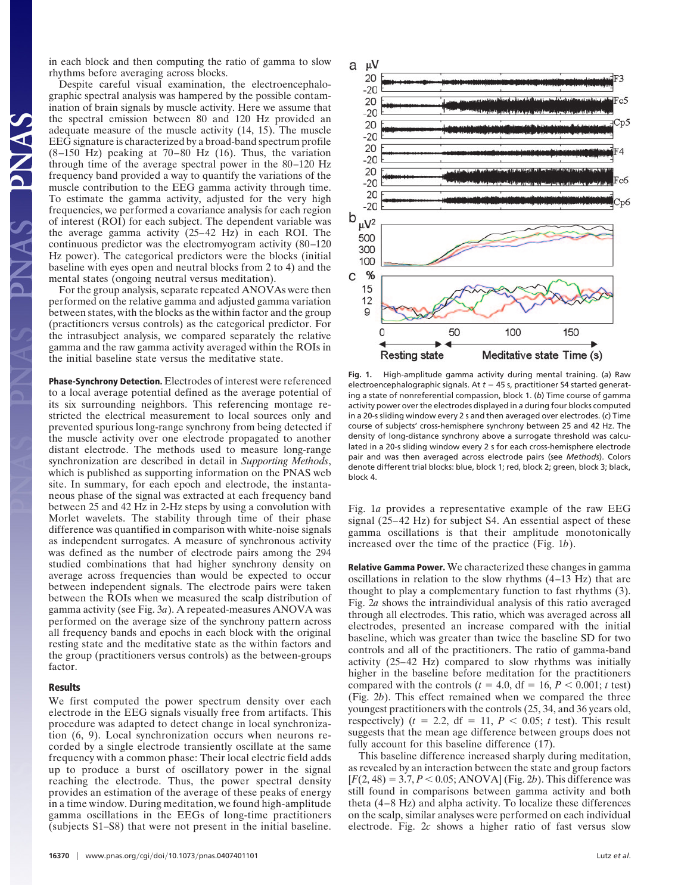in each block and then computing the ratio of gamma to slow rhythms before averaging across blocks.

Despite careful visual examination, the electroencephalographic spectral analysis was hampered by the possible contamination of brain signals by muscle activity. Here we assume that the spectral emission between 80 and 120 Hz provided an adequate measure of the muscle activity (14, 15). The muscle EEG signature is characterized by a broad-band spectrum profile (8–150 Hz) peaking at 70–80 Hz (16). Thus, the variation through time of the average spectral power in the 80–120 Hz frequency band provided a way to quantify the variations of the muscle contribution to the EEG gamma activity through time. To estimate the gamma activity, adjusted for the very high frequencies, we performed a covariance analysis for each region of interest (ROI) for each subject. The dependent variable was the average gamma activity (25–42 Hz) in each ROI. The continuous predictor was the electromyogram activity (80–120 Hz power). The categorical predictors were the blocks (initial baseline with eyes open and neutral blocks from 2 to 4) and the mental states (ongoing neutral versus meditation).

For the group analysis, separate repeated ANOVAs were then performed on the relative gamma and adjusted gamma variation between states, with the blocks as the within factor and the group (practitioners versus controls) as the categorical predictor. For the intrasubject analysis, we compared separately the relative gamma and the raw gamma activity averaged within the ROIs in the initial baseline state versus the meditative state.

**Phase-Synchrony Detection.** Electrodes of interest were referenced to a local average potential defined as the average potential of its six surrounding neighbors. This referencing montage restricted the electrical measurement to local sources only and prevented spurious long-range synchrony from being detected if the muscle activity over one electrode propagated to another distant electrode. The methods used to measure long-range synchronization are described in detail in *Supporting Methods*, which is published as supporting information on the PNAS web site. In summary, for each epoch and electrode, the instantaneous phase of the signal was extracted at each frequency band between 25 and 42 Hz in 2-Hz steps by using a convolution with Morlet wavelets. The stability through time of their phase difference was quantified in comparison with white-noise signals as independent surrogates. A measure of synchronous activity was defined as the number of electrode pairs among the 294 studied combinations that had higher synchrony density on average across frequencies than would be expected to occur between independent signals. The electrode pairs were taken between the ROIs when we measured the scalp distribution of gamma activity (see Fig. 3*a*). A repeated-measures ANOVA was performed on the average size of the synchrony pattern across all frequency bands and epochs in each block with the original resting state and the meditative state as the within factors and the group (practitioners versus controls) as the between-groups factor.

## Results

We first computed the power spectrum density over each electrode in the EEG signals visually free from artifacts. This procedure was adapted to detect change in local synchronization (6, 9). Local synchronization occurs when neurons recorded by a single electrode transiently oscillate at the same frequency with a common phase: Their local electric field adds up to produce a burst of oscillatory power in the signal reaching the electrode. Thus, the power spectral density provides an estimation of the average of these peaks of energy in a time window. During meditation, we found high-amplitude gamma oscillations in the EEGs of long-time practitioners (subjects S1–S8) that were not present in the initial baseline.

a μV
20
-20 F3
20
-20 Fc5
20
-20 Cp5
20
-20 F4
20
-20 Fc6
20
-20 Cp6

b μV²
500
300
100

c %
15
12
9

0 50 100 150
Resting state
Meditative state Time (s)

**Fig. 1.** High-amplitude gamma activity during mental training. (*a*) Raw electroencephalographic signals. At *t* = 45 s, practitioner S4 started generating a state of nonreferential compassion, block 1. (*b*) Time course of gamma activity power over the electrodes displayed in *a* during four blocks computed in a 20-s sliding window every 2 s and then averaged over electrodes. (*c*) Time course of subjects' cross-hemisphere synchrony between 25 and 42 Hz. The density of long-distance synchrony above a surrogate threshold was calculated in a 20-s sliding window every 2 s for each cross-hemisphere electrode pair and was then averaged across electrode pairs (see *Methods*). Colors denote different trial blocks: blue, block 1; red, block 2; green, block 3; black, block 4.

Fig. 1*a* provides a representative example of the raw EEG signal (25–42 Hz) for subject S4. An essential aspect of these gamma oscillations is that their amplitude monotonically increased over the time of the practice (Fig. 1*b*).

**Relative Gamma Power.** We characterized these changes in gamma oscillations in relation to the slow rhythms (4–13 Hz) that are thought to play a complementary function to fast rhythms (3). Fig. 2*a* shows the intraindividual analysis of this ratio averaged through all electrodes. This ratio, which was averaged across all electrodes, presented an increase compared with the initial baseline, which was greater than twice the baseline SD for two controls and all of the practitioners. The ratio of gamma-band activity (25–42 Hz) compared to slow rhythms was initially higher in the baseline before meditation for the practitioners compared with the controls ($t$ = 4.0, df = 16, $P < 0.001$; $t$ test) (Fig. 2*b*). This effect remained when we compared the three youngest practitioners with the controls (25, 34, and 36 years old, respectively) ($t$ = 2.2, df = 11, $P < 0.05$; $t$ test). This result suggests that the mean age difference between groups does not fully account for this baseline difference (17).

This baseline difference increased sharply during meditation, as revealed by an interaction between the state and group factors [$F(2, 48) = 3.7, P < 0.05$; ANOVA] (Fig. 2*b*). This difference was still found in comparisons between gamma activity and both theta (4–8 Hz) and alpha activity. To localize these differences on the scalp, similar analyses were performed on each individual electrode. Fig. 2*c* shows a higher ratio of fast versus slow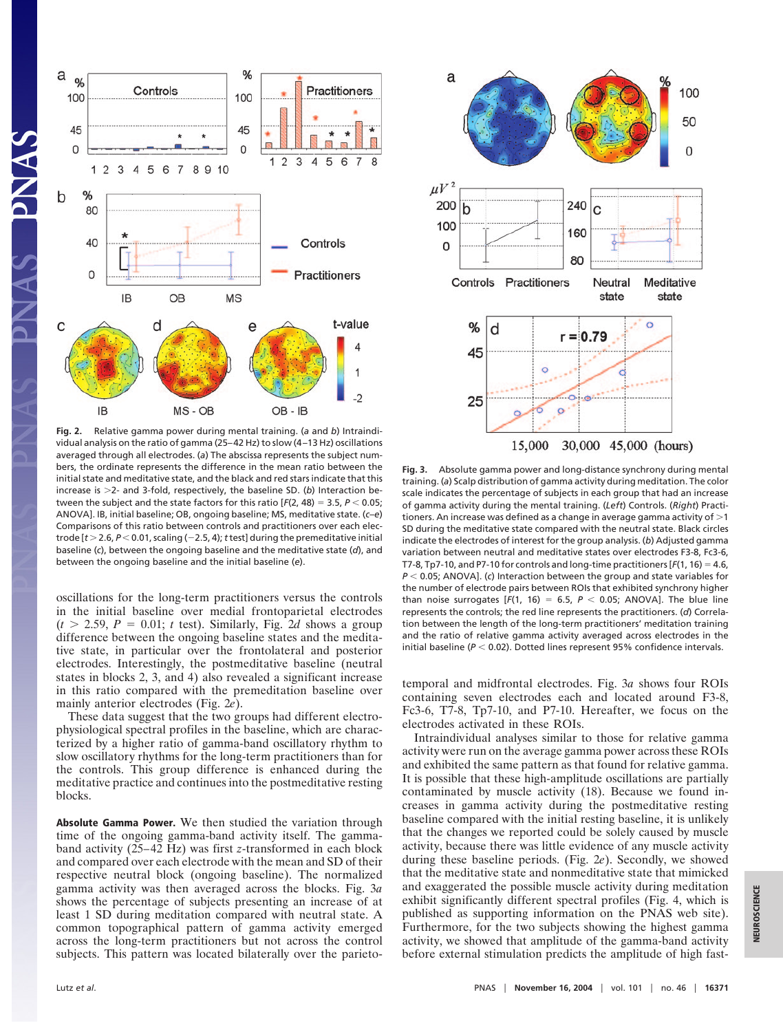**Fig. 2.** Relative gamma power during mental training. (*a* and *b*) Intraindividual analysis on the ratio of gamma (25–42 Hz) to slow (4–13 Hz) oscillations averaged through all electrodes. (*a*) The abscissa represents the subject numbers, the ordinate represents the difference in the mean ratio between the initial state and meditative state, and the black and red stars indicate that this increase is >2- and 3-fold, respectively, the baseline SD. (*b*) Interaction between the subject and the state factors for this ratio [$F(2, 48) = 3.5$, $P < 0.05$; ANOVA]. IB, initial baseline; OB, ongoing baseline; MS, meditative state. (*c*–*e*) Comparisons of this ratio between controls and practitioners over each electrode [$t > 2.6$, $P < 0.01$, scaling (−2.5, 4); *t* test] during the premeditative initial baseline (*c*), between the ongoing baseline and the meditative state (*d*), and between the ongoing baseline and the initial baseline (*e*).

oscillations for the long-term practitioners versus the controls in the initial baseline over medial frontoparietal electrodes ($t > 2.59$, $P = 0.01$; *t* test). Similarly, Fig. 2*d* shows a group difference between the ongoing baseline states and the meditative state, in particular over the frontolateral and posterior electrodes. Interestingly, the postmeditative baseline (neutral states in blocks 2, 3, and 4) also revealed a significant increase in this ratio compared with the premeditation baseline over mainly anterior electrodes (Fig. 2*e*).

These data suggest that the two groups had different electrophysiological spectral profiles in the baseline, which are characterized by a higher ratio of gamma-band oscillatory rhythm to slow oscillatory rhythms for the long-term practitioners than for the controls. This group difference is enhanced during the meditative practice and continues into the postmeditative resting blocks.

**Absolute Gamma Power.** We then studied the variation through time of the ongoing gamma-band activity itself. The gamma-band activity (25–42 Hz) was first *z*-transformed in each block and compared over each electrode with the mean and SD of their respective neutral block (ongoing baseline). The normalized gamma activity was then averaged across the blocks. Fig. 3*a* shows the percentage of subjects presenting an increase of at least 1 SD during meditation compared with neutral state. A common topographical pattern of gamma activity emerged across the long-term practitioners but not across the control subjects. This pattern was located bilaterally over the parieto-temporal and midfrontal electrodes. Fig. 3*a* shows four ROIs containing seven electrodes each and located around F3-8, Fc3-6, T7-8, Tp7-10, and P7-10. Hereafter, we focus on the electrodes activated in these ROIs.

**Fig. 3.** Absolute gamma power and long-distance synchrony during mental training. (*a*) Scalp distribution of gamma activity during meditation. The color scale indicates the percentage of subjects in each group that had an increase of gamma activity during the mental training. (*Left*) Controls. (*Right*) Practitioners. An increase was defined as a change in average gamma activity of >1 SD during the meditative state compared with the neutral state. Black circles indicate the electrodes of interest for the group analysis. (*b*) Adjusted gamma variation between neutral and meditative states over electrodes F3-8, Fc3-6, T7-8, Tp7-10, and P7-10 for controls and long-time practitioners [$F(1, 16) = 4.6$, $P < 0.05$; ANOVA]. (*c*) Interaction between the group and state variables for the number of electrode pairs between ROIs that exhibited synchrony higher than noise surrogates [$F(1, 16) = 6.5$, $P < 0.05$; ANOVA]. The blue line represents the controls; the red line represents the practitioners. (*d*) Correlation between the length of the long-term practitioners' meditation training and the ratio of relative gamma activity averaged across electrodes in the initial baseline ($P < 0.02$). Dotted lines represent 95% confidence intervals.

Intraindividual analyses similar to those for relative gamma activity were run on the average gamma power across these ROIs and exhibited the same pattern as that found for relative gamma. It is possible that these high-amplitude oscillations are partially contaminated by muscle activity (18). Because we found increases in gamma activity during the postmeditative resting baseline compared with the initial resting baseline, it is unlikely that the changes we reported could be solely caused by muscle activity, because there was little evidence of any muscle activity during these baseline periods. (Fig. 2*e*). Secondly, we showed that the meditative state and nonmeditative state that mimicked and exaggerated the possible muscle activity during meditation exhibit significantly different spectral profiles (Fig. 4, which is published as supporting information on the PNAS web site). Furthermore, for the two subjects showing the highest gamma activity, we showed that amplitude of the gamma-band activity before external stimulation predicts the amplitude of high fast-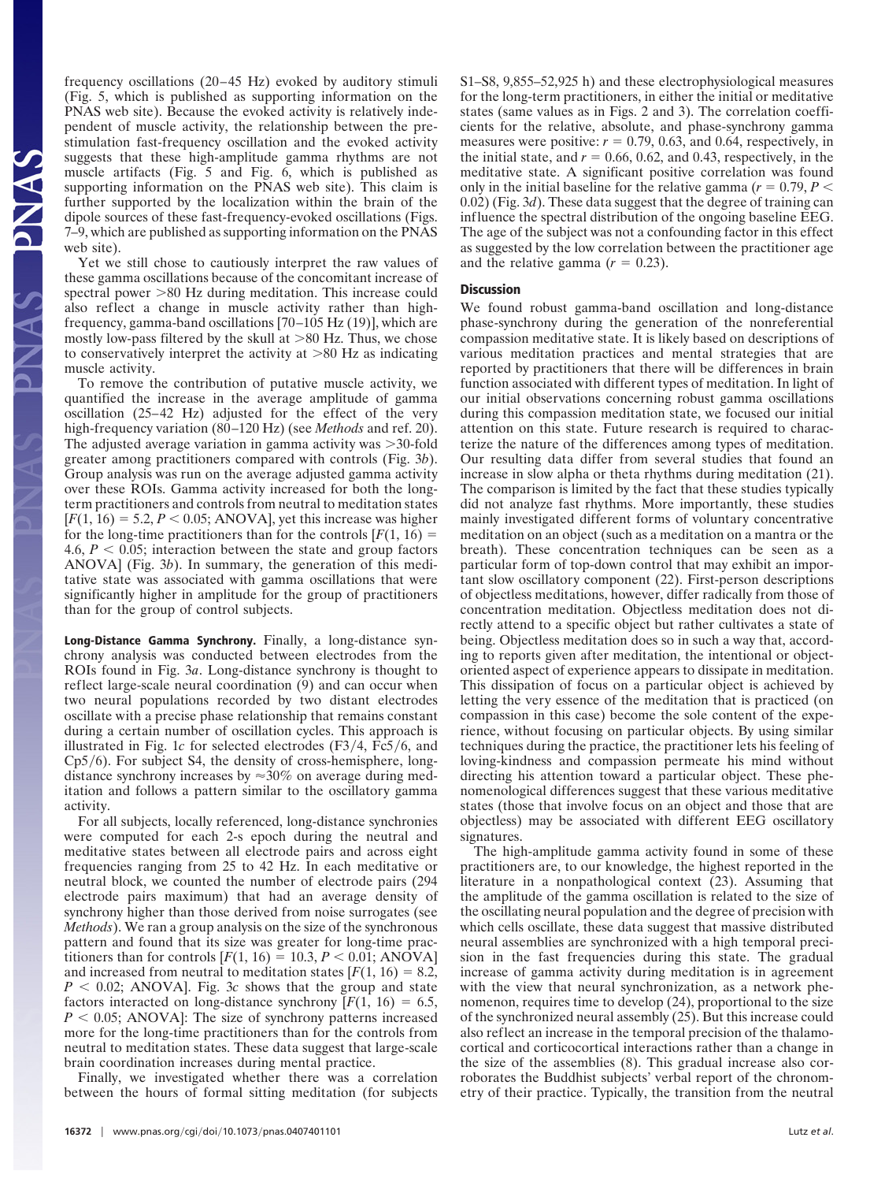frequency oscillations (20–45 Hz) evoked by auditory stimuli (Fig. 5, which is published as supporting information on the PNAS web site). Because the evoked activity is relatively independent of muscle activity, the relationship between the prestimulation fast-frequency oscillation and the evoked activity suggests that these high-amplitude gamma rhythms are not muscle artifacts (Fig. 5 and Fig. 6, which is published as supporting information on the PNAS web site). This claim is further supported by the localization within the brain of the dipole sources of these fast-frequency-evoked oscillations (Figs. 7–9, which are published as supporting information on the PNAS web site).

Yet we still chose to cautiously interpret the raw values of these gamma oscillations because of the concomitant increase of spectral power >80 Hz during meditation. This increase could also reflect a change in muscle activity rather than high-frequency, gamma-band oscillations [70–105 Hz (19)], which are mostly low-pass filtered by the skull at >80 Hz. Thus, we chose to conservatively interpret the activity at >80 Hz as indicating muscle activity.

To remove the contribution of putative muscle activity, we quantified the increase in the average amplitude of gamma oscillation (25–42 Hz) adjusted for the effect of the very high-frequency variation (80–120 Hz) (see *Methods* and ref. 20). The adjusted average variation in gamma activity was >30-fold greater among practitioners compared with controls (Fig. 3*b*). Group analysis was run on the average adjusted gamma activity over these ROIs. Gamma activity increased for both the long-term practitioners and controls from neutral to meditation states [$F(1, 16) = 5.2$, $P < 0.05$; ANOVA], yet this increase was higher for the long-time practitioners than for the controls [$F(1, 16) = 4.6$, $P < 0.05$; interaction between the state and group factors ANOVA] (Fig. 3*b*). In summary, the generation of this meditative state was associated with gamma oscillations that were significantly higher in amplitude for the group of practitioners than for the group of control subjects.

**Long-Distance Gamma Synchrony.** Finally, a long-distance synchrony analysis was conducted between electrodes from the ROIs found in Fig. 3*a*. Long-distance synchrony is thought to reflect large-scale neural coordination (9) and can occur when two neural populations recorded by two distant electrodes oscillate with a precise phase relationship that remains constant during a certain number of oscillation cycles. This approach is illustrated in Fig. 1*c* for selected electrodes (F3/4, Fc5/6, and Cp5/6). For subject S4, the density of cross-hemisphere, long-distance synchrony increases by ≈30% on average during meditation and follows a pattern similar to the oscillatory gamma activity.

For all subjects, locally referenced, long-distance synchronies were computed for each 2-s epoch during the neutral and meditative states between all electrode pairs and across eight frequencies ranging from 25 to 42 Hz. In each meditative or neutral block, we counted the number of electrode pairs (294 electrode pairs maximum) that had an average density of synchrony higher than those derived from noise surrogates (see *Methods*). We ran a group analysis on the size of the synchronous pattern and found that its size was greater for long-time practitioners than for controls [$F(1, 16) = 10.3$, $P < 0.01$; ANOVA] and increased from neutral to meditation states [$F(1, 16) = 8.2$, $P < 0.02$; ANOVA]. Fig. 3*c* shows that the group and state factors interacted on long-distance synchrony [$F(1, 16) = 6.5$, $P < 0.05$; ANOVA]: The size of synchrony patterns increased more for the long-time practitioners than for the controls from neutral to meditation states. These data suggest that large-scale brain coordination increases during mental practice.

Finally, we investigated whether there was a correlation between the hours of formal sitting meditation (for subjects S1–S8, 9,855–52,925 h) and these electrophysiological measures for the long-term practitioners, in either the initial or meditative states (same values as in Figs. 2 and 3). The correlation coefficients for the relative, absolute, and phase-synchrony gamma measures were positive: $r = 0.79$, 0.63, and 0.64, respectively, in the initial state, and $r = 0.66$, 0.62, and 0.43, respectively, in the meditative state. A significant positive correlation was found only in the initial baseline for the relative gamma ($r = 0.79$, $P < 0.02$) (Fig. 3*d*). These data suggest that the degree of training can influence the spectral distribution of the ongoing baseline EEG. The age of the subject was not a confounding factor in this effect as suggested by the low correlation between the practitioner age and the relative gamma ($r = 0.23$).

## Discussion

We found robust gamma-band oscillation and long-distance phase-synchrony during the generation of the nonreferential compassion meditative state. It is likely based on descriptions of various meditation practices and mental strategies that are reported by practitioners that there will be differences in brain function associated with different types of meditation. In light of our initial observations concerning robust gamma oscillations during this compassion meditation state, we focused our initial attention on this state. Future research is required to characterize the nature of the differences among types of meditation. Our resulting data differ from several studies that found an increase in slow alpha or theta rhythms during meditation (21). The comparison is limited by the fact that these studies typically did not analyze fast rhythms. More importantly, these studies mainly investigated different forms of voluntary concentrative meditation on an object (such as a meditation on a mantra or the breath). These concentration techniques can be seen as a particular form of top-down control that may exhibit an important slow oscillatory component (22). First-person descriptions of objectless meditations, however, differ radically from those of concentration meditation. Objectless meditation does not directly attend to a specific object but rather cultivates a state of being. Objectless meditation does so in such a way that, according to reports given after meditation, the intentional or object-oriented aspect of experience appears to dissipate in meditation. This dissipation of focus on a particular object is achieved by letting the very essence of the meditation that is practiced (on compassion in this case) become the sole content of the experience, without focusing on particular objects. By using similar techniques during the practice, the practitioner lets his feeling of loving-kindness and compassion permeate his mind without directing his attention toward a particular object. These phenomenological differences suggest that these various meditative states (those that involve focus on an object and those that are objectless) may be associated with different EEG oscillatory signatures.

The high-amplitude gamma activity found in some of these practitioners are, to our knowledge, the highest reported in the literature in a nonpathological context (23). Assuming that the amplitude of the gamma oscillation is related to the size of the oscillating neural population and the degree of precision with which cells oscillate, these data suggest that massive distributed neural assemblies are synchronized with a high temporal precision in the fast frequencies during this state. The gradual increase of gamma activity during meditation is in agreement with the view that neural synchronization, as a network phenomenon, requires time to develop (24), proportional to the size of the synchronized neural assembly (25). But this increase could also reflect an increase in the temporal precision of the thalamocortical and corticocortical interactions rather than a change in the size of the assemblies (8). This gradual increase also corroborates the Buddhist subjects' verbal report of the chronometry of their practice. Typically, the transition from the neutral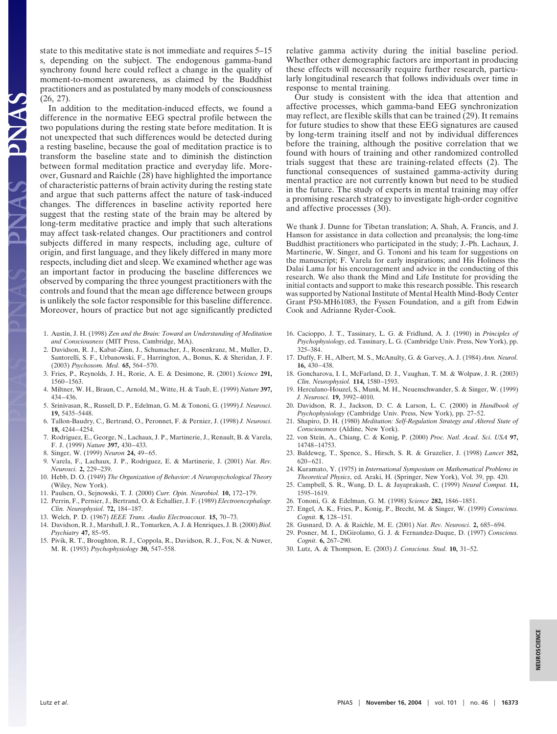state to this meditative state is not immediate and requires 5–15 s, depending on the subject. The endogenous gamma-band synchrony found here could reflect a change in the quality of moment-to-moment awareness, as claimed by the Buddhist practitioners and as postulated by many models of consciousness (26, 27).

In addition to the meditation-induced effects, we found a difference in the normative EEG spectral profile between the two populations during the resting state before meditation. It is not unexpected that such differences would be detected during a resting baseline, because the goal of meditation practice is to transform the baseline state and to diminish the distinction between formal meditation practice and everyday life. Moreover, Gusnard and Raichle (28) have highlighted the importance of characteristic patterns of brain activity during the resting state and argue that such patterns affect the nature of task-induced changes. The differences in baseline activity reported here suggest that the resting state of the brain may be altered by long-term meditative practice and imply that such alterations may affect task-related changes. Our practitioners and control subjects differed in many respects, including age, culture of origin, and first language, and they likely differed in many more respects, including diet and sleep. We examined whether age was an important factor in producing the baseline differences we observed by comparing the three youngest practitioners with the controls and found that the mean age difference between groups is unlikely the sole factor responsible for this baseline difference. Moreover, hours of practice but not age significantly predicted relative gamma activity during the initial baseline period. Whether other demographic factors are important in producing these effects will necessarily require further research, particularly longitudinal research that follows individuals over time in response to mental training.

Our study is consistent with the idea that attention and affective processes, which gamma-band EEG synchronization may reflect, are flexible skills that can be trained (29). It remains for future studies to show that these EEG signatures are caused by long-term training itself and not by individual differences before the training, although the positive correlation that we found with hours of training and other randomized controlled trials suggest that these are training-related effects (2). The functional consequences of sustained gamma-activity during mental practice are not currently known but need to be studied in the future. The study of experts in mental training may offer a promising research strategy to investigate high-order cognitive and affective processes (30).

We thank J. Dunne for Tibetan translation; A. Shah, A. Francis, and J. Hanson for assistance in data collection and preanalysis; the long-time Buddhist practitioners who participated in the study; J.-Ph. Lachaux, J. Martinerie, W. Singer, and G. Tononi and his team for suggestions on the manuscript; F. Varela for early inspirations; and His Holiness the Dalai Lama for his encouragement and advice in the conducting of this research. We also thank the Mind and Life Institute for providing the initial contacts and support to make this research possible. This research was supported by National Institute of Mental Health Mind-Body Center Grant P50-MH61083, the Fyssen Foundation, and a gift from Edwin Cook and Adrianne Ryder-Cook.

1. Austin, J. H. (1998) *Zen and the Brain: Toward an Understanding of Meditation and Consciousness* (MIT Press, Cambridge, MA).
2. Davidson, R. J., Kabat-Zinn, J., Schumacher, J., Rosenkranz, M., Muller, D., Santorelli, S. F., Urbanowski, F., Harrington, A., Bonus, K. & Sheridan, J. F. (2003) *Psychosom. Med.* **65,** 564–570.
3. Fries, P., Reynolds, J. H., Rorie, A. E. & Desimone, R. (2001) *Science* **291,** 1560–1563.
4. Miltner, W. H., Braun, C., Arnold, M., Witte, H. & Taub, E. (1999) *Nature* **397,** 434–436.
5. Srinivasan, R., Russell, D. P., Edelman, G. M. & Tononi, G. (1999) *J. Neurosci.* **19,** 5435–5448.
6. Tallon-Baudry, C., Bertrand, O., Peronnet, F. & Pernier, J. (1998) *J. Neurosci.* **18,** 4244–4254.
7. Rodriguez, E., George, N., Lachaux, J. P., Martinerie, J., Renault, B. & Varela, F. J. (1999) *Nature* **397,** 430–433.
8. Singer, W. (1999) *Neuron* **24,** 49–65.
9. Varela, F., Lachaux, J. P., Rodriguez, E. & Martinerie, J. (2001) *Nat. Rev. Neurosci.* **2,** 229–239.
10. Hebb, D. O. (1949) *The Organization of Behavior: A Neuropsychological Theory* (Wiley, New York).
11. Paulsen, O., Sejnowski, T. J. (2000) *Curr. Opin. Neurobiol.* **10,** 172–179.
12. Perrin, F., Pernier, J., Bertrand, O. & Echallier, J. F. (1989) *Electroencephalogr. Clin. Neurophysiol.* **72,** 184–187.
13. Welch, P. D. (1967) *IEEE Trans. Audio Electroacoust.* **15,** 70–73.
14. Davidson, R. J., Marshall, J. R., Tomarken, A. J. & Henriques, J. B. (2000) *Biol. Psychiatry* **47,** 85–95.
15. Pivik, R. T., Broughton, R. J., Coppola, R., Davidson, R. J., Fox, N. & Nuwer, M. R. (1993) *Psychophysiology* **30,** 547–558.
16. Cacioppo, J. T., Tassinary, L. G. & Fridlund, A. J. (1990) in *Principles of Psychophysiology*, ed. Tassinary, L. G. (Cambridge Univ. Press, New York), pp. 325–384.
17. Duffy, F. H., Albert, M. S., McAnulty, G. & Garvey, A. J. (1984) *Ann. Neurol.* **16,** 430–438.
18. Goncharova, I. I., McFarland, D. J., Vaughan, T. M. & Wolpaw, J. R. (2003) *Clin. Neurophysiol.* **114,** 1580–1593.
19. Herculano-Houzel, S., Munk, M. H., Neuenschwander, S. & Singer, W. (1999) *J. Neurosci.* **19,** 3992–4010.
20. Davidson, R. J., Jackson, D. C. & Larson, L. C. (2000) in *Handbook of Psychophysiology* (Cambridge Univ. Press, New York), pp. 27–52.
21. Shapiro, D. H. (1980) *Meditation: Self-Regulation Strategy and Altered State of Consciousness* (Aldine, New York).
22. von Stein, A., Chiang, C. & Konig, P. (2000) *Proc. Natl. Acad. Sci. USA* **97,** 14748–14753.
23. Baldeweg, T., Spence, S., Hirsch, S. R. & Gruzelier, J. (1998) *Lancet* **352,** 620–621.
24. Kuramato, Y. (1975) in *International Symposium on Mathematical Problems in Theoretical Physics*, ed. Araki, H. (Springer, New York), Vol. 39, pp. 420.
25. Campbell, S. R., Wang, D. L. & Jayaprakash, C. (1999) *Neural Comput.* **11,** 1595–1619.
26. Tononi, G. & Edelman, G. M. (1998) *Science* **282,** 1846–1851.
27. Engel, A. K., Fries, P., Konig, P., Brecht, M. & Singer, W. (1999) *Conscious. Cognit.* **8,** 128–151.
28. Gusnard, D. A. & Raichle, M. E. (2001) *Nat. Rev. Neurosci.* **2,** 685–694.
29. Posner, M. I., DiGirolamo, G. J. & Fernandez-Duque, D. (1997) *Conscious. Cognit.* **6,** 267–290.
30. Lutz, A. & Thompson, E. (2003) *J. Conscious. Stud.* **10,** 31–52.